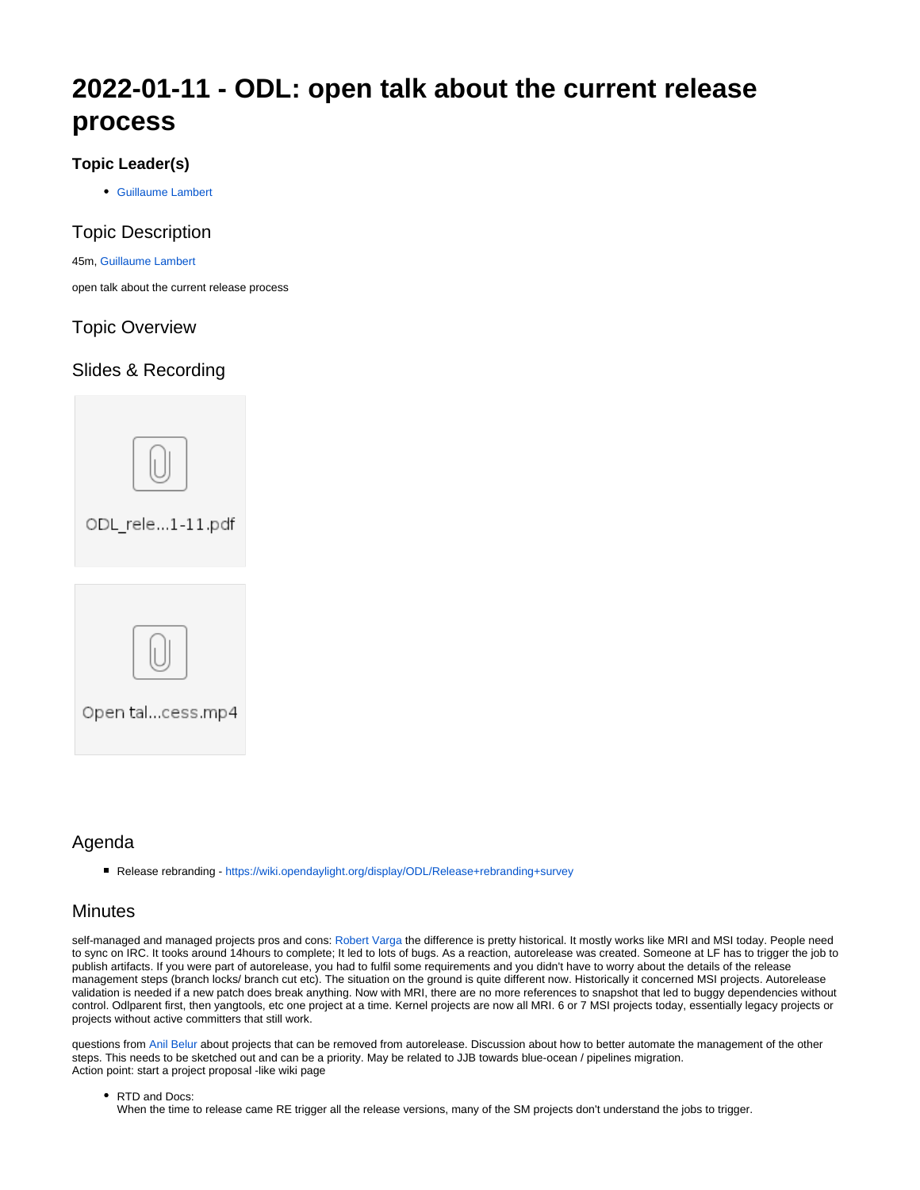# 2022-01-11 - ODL: open talk about the current release process

### Topic Leader(s)

- Guillaume Lambert

## Topic Description

45m, Guillaume Lambert

open talk about the current release process

## Topic Overview

## Slides & Recording

ODL_rele...1-11.pdf

Open tal...cess.mp4

## Agenda

- Release rebranding - https://wiki.opendaylight.org/display/ODL/Release+rebranding+survey

## Minutes

self-managed and managed projects pros and cons: Robert Varga the difference is pretty historical. It mostly works like MRI and MSI today. People need to sync on IRC. It tooks around 14hours to complete; It led to lots of bugs. As a reaction, autorelease was created. Someone at LF has to trigger the job to publish artifacts. If you were part of autorelease, you had to fulfil some requirements and you didn't have to worry about the details of the release management steps (branch locks/ branch cut etc). The situation on the ground is quite different now. Historically it concerned MSI projects. Autorelease validation is needed if a new patch does break anything. Now with MRI, there are no more references to snapshot that led to buggy dependencies without control. Odlparent first, then yangtools, etc one project at a time. Kernel projects are now all MRI. 6 or 7 MSI projects today, essentially legacy projects or projects without active committers that still work.

questions from Anil Belur about projects that can be removed from autorelease. Discussion about how to better automate the management of the other steps. This needs to be sketched out and can be a priority. May be related to JJB towards blue-ocean / pipelines migration.
Action point: start a project proposal -like wiki page

- RTD and Docs:
  When the time to release came RE trigger all the release versions, many of the SM projects don't understand the jobs to trigger.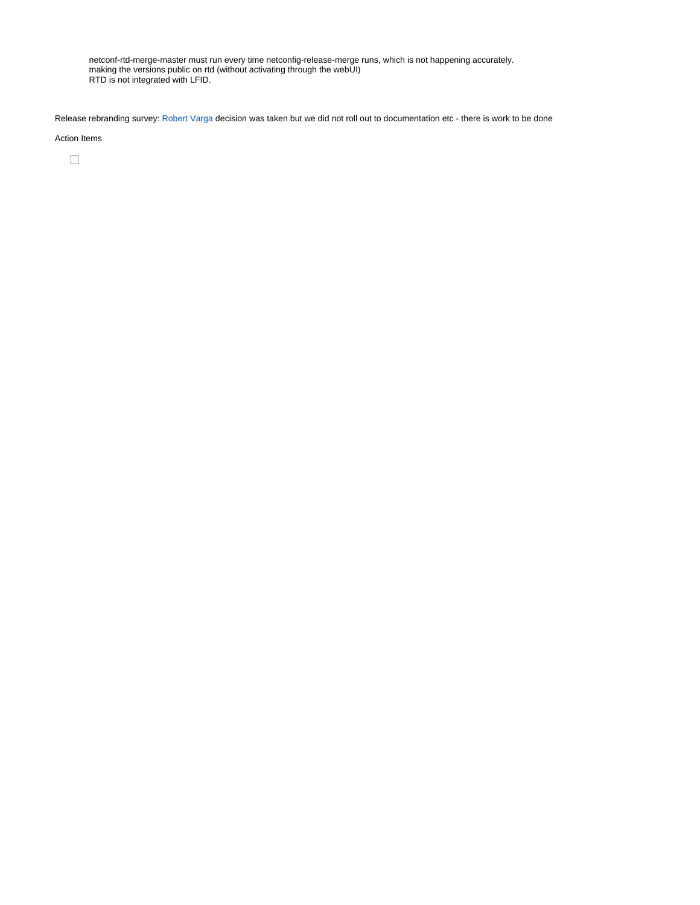netconf-rtd-merge-master must run every time netconfig-release-merge runs, which is not happening accurately.
making the versions public on rtd (without activating through the webUI)
RTD is not integrated with LFID.

Release rebranding survey: Robert Varga decision was taken but we did not roll out to documentation etc - there is work to be done

Action Items

- [ ]